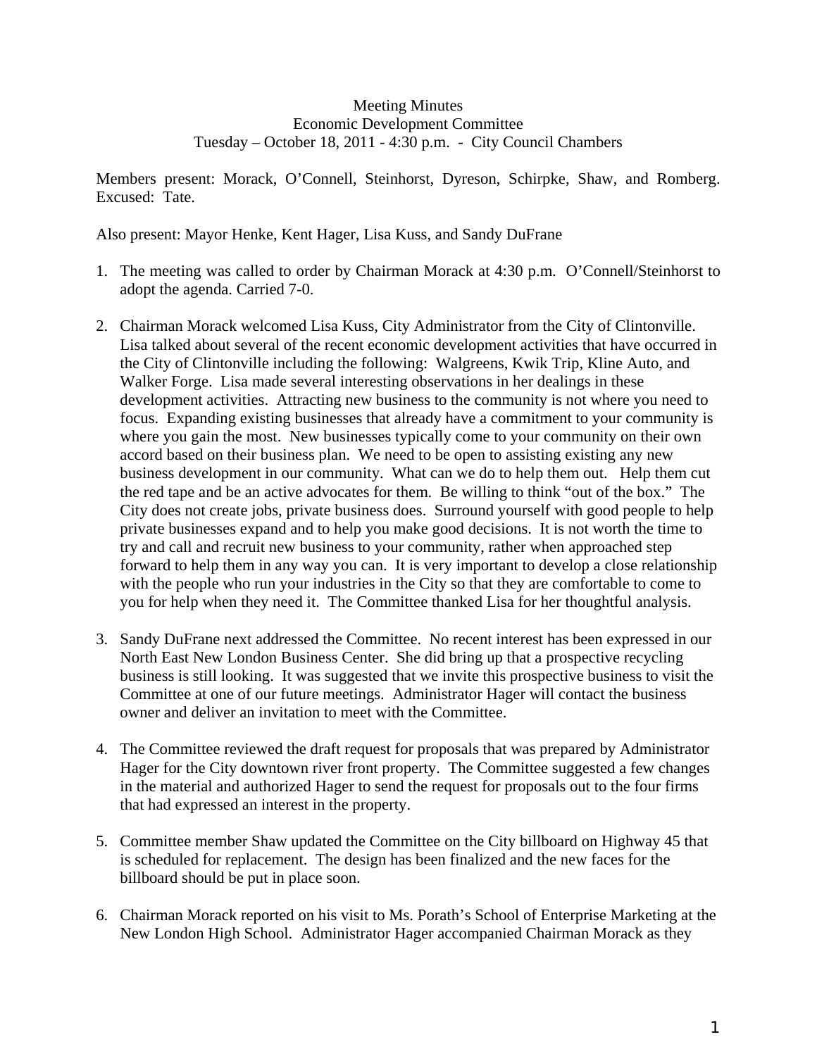Meeting Minutes
Economic Development Committee
Tuesday – October 18, 2011 - 4:30 p.m. - City Council Chambers

Members present: Morack, O'Connell, Steinhorst, Dyreson, Schirpke, Shaw, and Romberg. Excused: Tate.

Also present: Mayor Henke, Kent Hager, Lisa Kuss, and Sandy DuFrane

1. The meeting was called to order by Chairman Morack at 4:30 p.m. O'Connell/Steinhorst to adopt the agenda. Carried 7-0.

2. Chairman Morack welcomed Lisa Kuss, City Administrator from the City of Clintonville. Lisa talked about several of the recent economic development activities that have occurred in the City of Clintonville including the following: Walgreens, Kwik Trip, Kline Auto, and Walker Forge. Lisa made several interesting observations in her dealings in these development activities. Attracting new business to the community is not where you need to focus. Expanding existing businesses that already have a commitment to your community is where you gain the most. New businesses typically come to your community on their own accord based on their business plan. We need to be open to assisting existing any new business development in our community. What can we do to help them out. Help them cut the red tape and be an active advocates for them. Be willing to think "out of the box." The City does not create jobs, private business does. Surround yourself with good people to help private businesses expand and to help you make good decisions. It is not worth the time to try and call and recruit new business to your community, rather when approached step forward to help them in any way you can. It is very important to develop a close relationship with the people who run your industries in the City so that they are comfortable to come to you for help when they need it. The Committee thanked Lisa for her thoughtful analysis.

3. Sandy DuFrane next addressed the Committee. No recent interest has been expressed in our North East New London Business Center. She did bring up that a prospective recycling business is still looking. It was suggested that we invite this prospective business to visit the Committee at one of our future meetings. Administrator Hager will contact the business owner and deliver an invitation to meet with the Committee.

4. The Committee reviewed the draft request for proposals that was prepared by Administrator Hager for the City downtown river front property. The Committee suggested a few changes in the material and authorized Hager to send the request for proposals out to the four firms that had expressed an interest in the property.

5. Committee member Shaw updated the Committee on the City billboard on Highway 45 that is scheduled for replacement. The design has been finalized and the new faces for the billboard should be put in place soon.

6. Chairman Morack reported on his visit to Ms. Porath's School of Enterprise Marketing at the New London High School. Administrator Hager accompanied Chairman Morack as they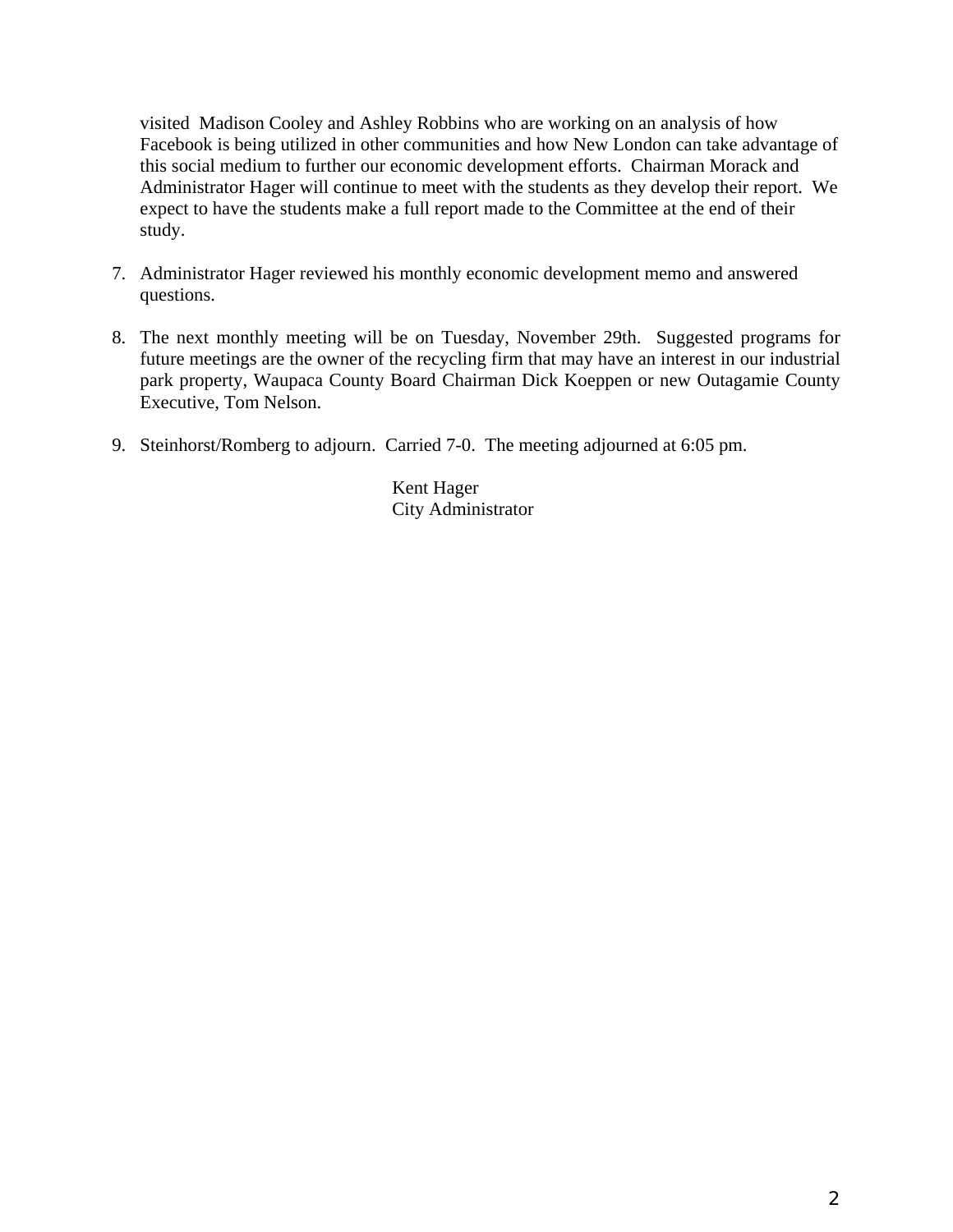visited  Madison Cooley and Ashley Robbins who are working on an analysis of how Facebook is being utilized in other communities and how New London can take advantage of this social medium to further our economic development efforts.  Chairman Morack and Administrator Hager will continue to meet with the students as they develop their report.  We expect to have the students make a full report made to the Committee at the end of their study.

7. Administrator Hager reviewed his monthly economic development memo and answered questions.

8. The next monthly meeting will be on Tuesday, November 29th.  Suggested programs for future meetings are the owner of the recycling firm that may have an interest in our industrial park property, Waupaca County Board Chairman Dick Koeppen or new Outagamie County Executive, Tom Nelson.

9. Steinhorst/Romberg to adjourn.  Carried 7-0.  The meeting adjourned at 6:05 pm.

Kent Hager
City Administrator